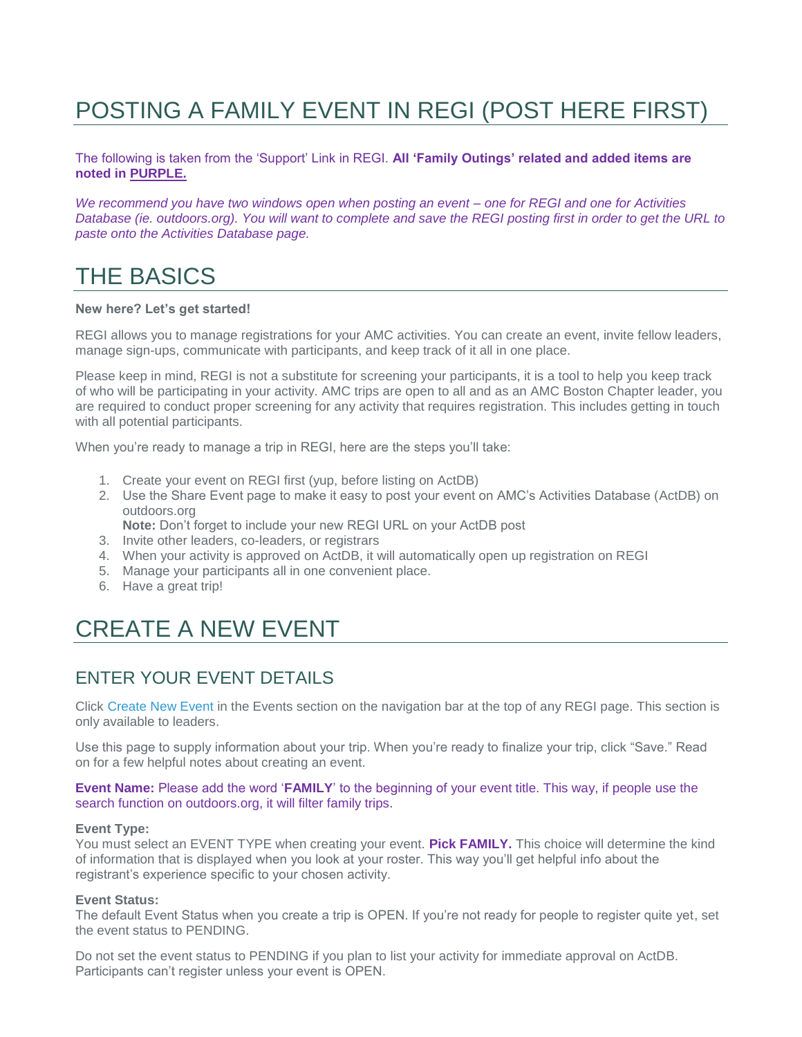# POSTING A FAMILY EVENT IN REGI (POST HERE FIRST)

The following is taken from the 'Support' Link in REGI. **All 'Family Outings' related and added items are noted in PURPLE.**

*We recommend you have two windows open when posting an event – one for REGI and one for Activities Database (ie. outdoors.org). You will want to complete and save the REGI posting first in order to get the URL to paste onto the Activities Database page.*

# THE BASICS

**New here? Let's get started!**

REGI allows you to manage registrations for your AMC activities. You can create an event, invite fellow leaders, manage sign-ups, communicate with participants, and keep track of it all in one place.

Please keep in mind, REGI is not a substitute for screening your participants, it is a tool to help you keep track of who will be participating in your activity. AMC trips are open to all and as an AMC Boston Chapter leader, you are required to conduct proper screening for any activity that requires registration. This includes getting in touch with all potential participants.

When you're ready to manage a trip in REGI, here are the steps you'll take:

1. Create your event on REGI first (yup, before listing on ActDB)
2. Use the Share Event page to make it easy to post your event on AMC's Activities Database (ActDB) on outdoors.org
   **Note:** Don't forget to include your new REGI URL on your ActDB post
3. Invite other leaders, co-leaders, or registrars
4. When your activity is approved on ActDB, it will automatically open up registration on REGI
5. Manage your participants all in one convenient place.
6. Have a great trip!

# CREATE A NEW EVENT

## ENTER YOUR EVENT DETAILS

Click Create New Event in the Events section on the navigation bar at the top of any REGI page. This section is only available to leaders.

Use this page to supply information about your trip. When you're ready to finalize your trip, click "Save." Read on for a few helpful notes about creating an event.

**Event Name:** Please add the word '**FAMILY**' to the beginning of your event title. This way, if people use the search function on outdoors.org, it will filter family trips.

**Event Type:**
You must select an EVENT TYPE when creating your event. **Pick FAMILY.** This choice will determine the kind of information that is displayed when you look at your roster. This way you'll get helpful info about the registrant's experience specific to your chosen activity.

**Event Status:**
The default Event Status when you create a trip is OPEN. If you're not ready for people to register quite yet, set the event status to PENDING.

Do not set the event status to PENDING if you plan to list your activity for immediate approval on ActDB. Participants can't register unless your event is OPEN.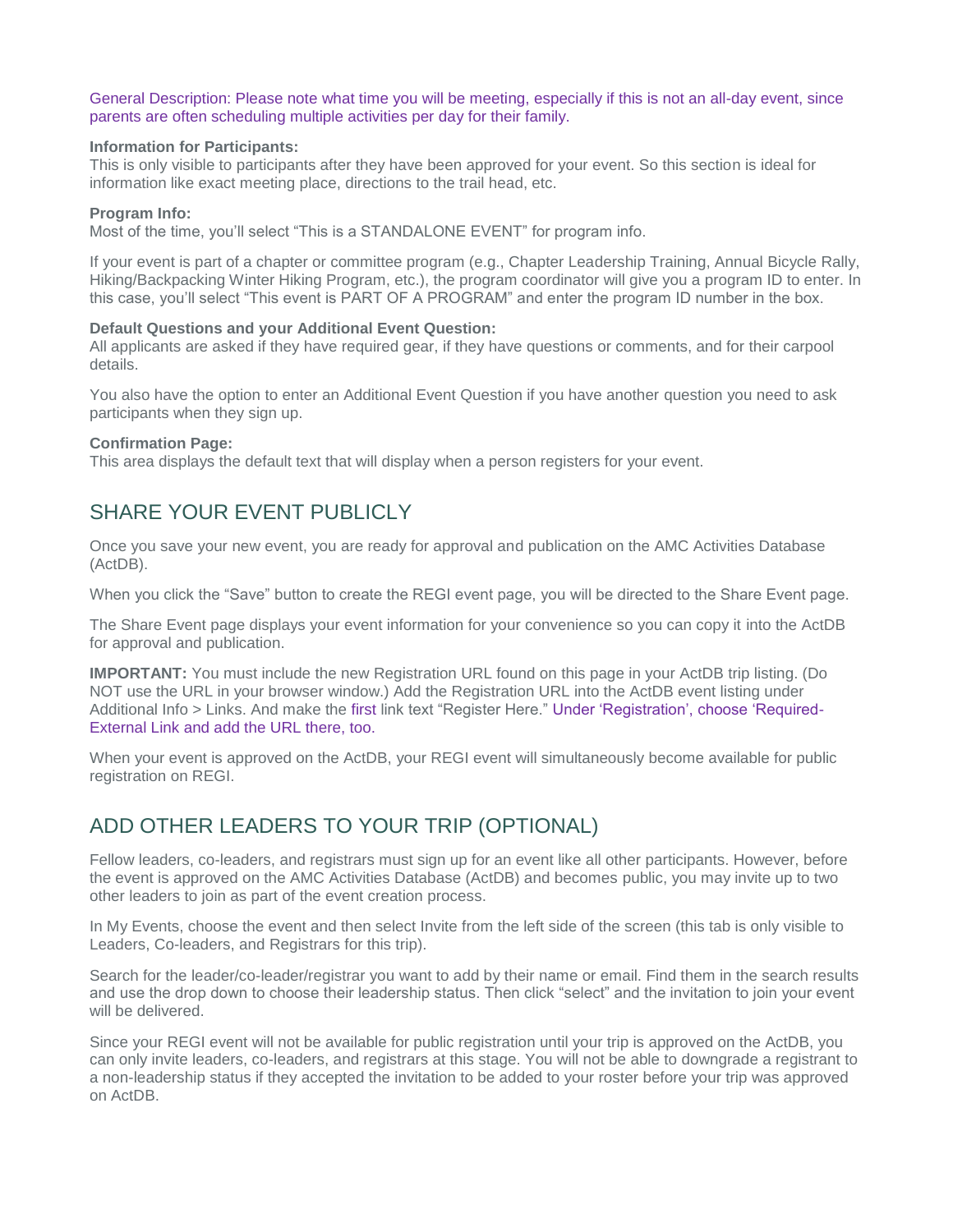General Description: Please note what time you will be meeting, especially if this is not an all-day event, since parents are often scheduling multiple activities per day for their family.

**Information for Participants:**
This is only visible to participants after they have been approved for your event. So this section is ideal for information like exact meeting place, directions to the trail head, etc.

**Program Info:**
Most of the time, you'll select "This is a STANDALONE EVENT" for program info.

If your event is part of a chapter or committee program (e.g., Chapter Leadership Training, Annual Bicycle Rally, Hiking/Backpacking Winter Hiking Program, etc.), the program coordinator will give you a program ID to enter. In this case, you'll select "This event is PART OF A PROGRAM" and enter the program ID number in the box.

**Default Questions and your Additional Event Question:**
All applicants are asked if they have required gear, if they have questions or comments, and for their carpool details.

You also have the option to enter an Additional Event Question if you have another question you need to ask participants when they sign up.

**Confirmation Page:**
This area displays the default text that will display when a person registers for your event.

## SHARE YOUR EVENT PUBLICLY

Once you save your new event, you are ready for approval and publication on the AMC Activities Database (ActDB).

When you click the "Save" button to create the REGI event page, you will be directed to the Share Event page.

The Share Event page displays your event information for your convenience so you can copy it into the ActDB for approval and publication.

**IMPORTANT:** You must include the new Registration URL found on this page in your ActDB trip listing. (Do NOT use the URL in your browser window.) Add the Registration URL into the ActDB event listing under Additional Info > Links. And make the first link text "Register Here." Under 'Registration', choose 'Required-External Link and add the URL there, too.

When your event is approved on the ActDB, your REGI event will simultaneously become available for public registration on REGI.

## ADD OTHER LEADERS TO YOUR TRIP (OPTIONAL)

Fellow leaders, co-leaders, and registrars must sign up for an event like all other participants. However, before the event is approved on the AMC Activities Database (ActDB) and becomes public, you may invite up to two other leaders to join as part of the event creation process.

In My Events, choose the event and then select Invite from the left side of the screen (this tab is only visible to Leaders, Co-leaders, and Registrars for this trip).

Search for the leader/co-leader/registrar you want to add by their name or email. Find them in the search results and use the drop down to choose their leadership status. Then click "select" and the invitation to join your event will be delivered.

Since your REGI event will not be available for public registration until your trip is approved on the ActDB, you can only invite leaders, co-leaders, and registrars at this stage. You will not be able to downgrade a registrant to a non-leadership status if they accepted the invitation to be added to your roster before your trip was approved on ActDB.